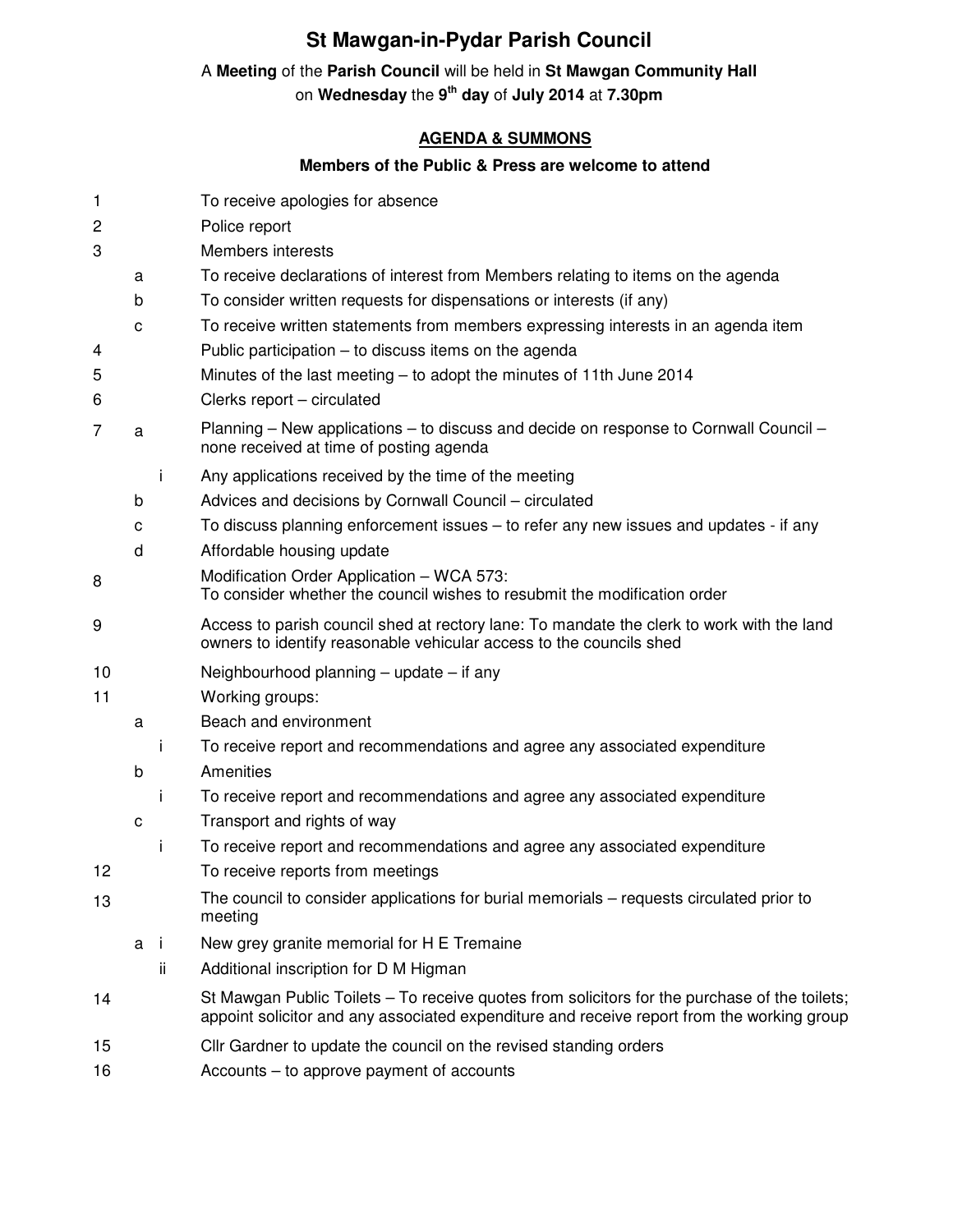# St Mawgan-in-Pydar Parish Council

A **Meeting** of the **Parish Council** will be held in **St Mawgan Community Hall** on **Wednesday** the **9th day** of **July 2014** at **7.30pm**

## AGENDA & SUMMONS

**Members of the Public & Press are welcome to attend**

1. To receive apologies for absence
2. Police report
3. Members interests
   - a. To receive declarations of interest from Members relating to items on the agenda
   - b. To consider written requests for dispensations or interests (if any)
   - c. To receive written statements from members expressing interests in an agenda item
4. Public participation – to discuss items on the agenda
5. Minutes of the last meeting – to adopt the minutes of 11th June 2014
6. Clerks report – circulated
7. 
   - a. Planning – New applications – to discuss and decide on response to Cornwall Council – none received at time of posting agenda
     - i. Any applications received by the time of the meeting
   - b. Advices and decisions by Cornwall Council – circulated
   - c. To discuss planning enforcement issues – to refer any new issues and updates - if any
   - d. Affordable housing update
8. Modification Order Application – WCA 573: To consider whether the council wishes to resubmit the modification order
9. Access to parish council shed at rectory lane: To mandate the clerk to work with the land owners to identify reasonable vehicular access to the councils shed
10. Neighbourhood planning – update – if any
11. Working groups:
    - a. Beach and environment
      - i. To receive report and recommendations and agree any associated expenditure
    - b. Amenities
      - i. To receive report and recommendations and agree any associated expenditure
    - c. Transport and rights of way
      - i. To receive report and recommendations and agree any associated expenditure
12. To receive reports from meetings
13. The council to consider applications for burial memorials – requests circulated prior to meeting
    - a.
      - i. New grey granite memorial for H E Tremaine
      - ii. Additional inscription for D M Higman
14. St Mawgan Public Toilets – To receive quotes from solicitors for the purchase of the toilets; appoint solicitor and any associated expenditure and receive report from the working group
15. Cllr Gardner to update the council on the revised standing orders
16. Accounts – to approve payment of accounts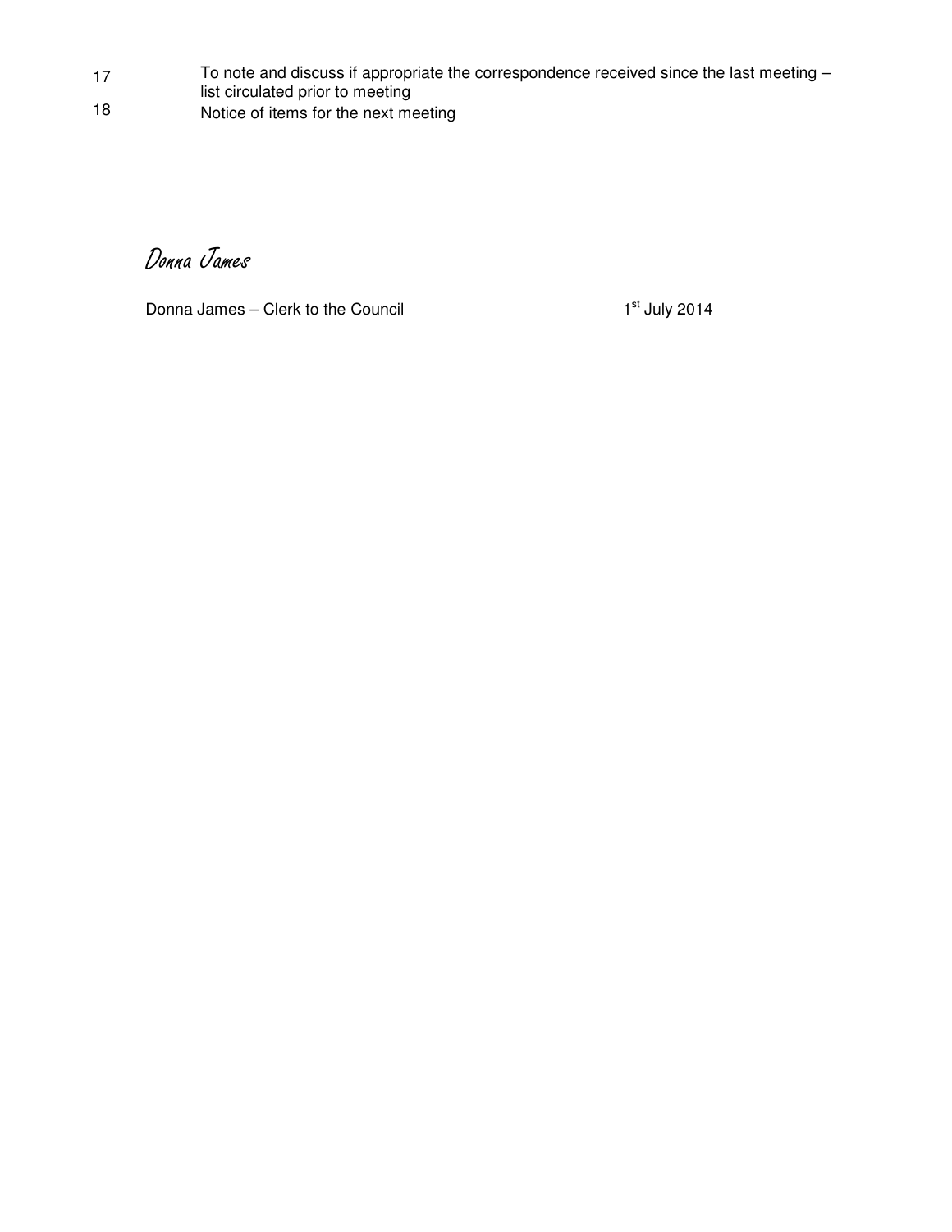17. To note and discuss if appropriate the correspondence received since the last meeting – list circulated prior to meeting
18. Notice of items for the next meeting

*Donna James*

Donna James – Clerk to the Council 1st July 2014